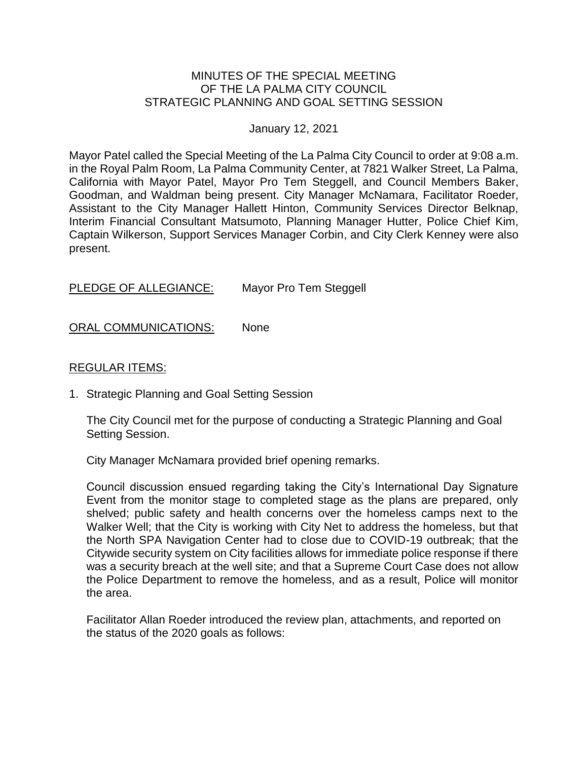# MINUTES OF THE SPECIAL MEETING OF THE LA PALMA CITY COUNCIL STRATEGIC PLANNING AND GOAL SETTING SESSION

January 12, 2021

Mayor Patel called the Special Meeting of the La Palma City Council to order at 9:08 a.m. in the Royal Palm Room, La Palma Community Center, at 7821 Walker Street, La Palma, California with Mayor Patel, Mayor Pro Tem Steggell, and Council Members Baker, Goodman, and Waldman being present. City Manager McNamara, Facilitator Roeder, Assistant to the City Manager Hallett Hinton, Community Services Director Belknap, Interim Financial Consultant Matsumoto, Planning Manager Hutter, Police Chief Kim, Captain Wilkerson, Support Services Manager Corbin, and City Clerk Kenney were also present.

PLEDGE OF ALLEGIANCE: Mayor Pro Tem Steggell

ORAL COMMUNICATIONS: None

REGULAR ITEMS:

1. Strategic Planning and Goal Setting Session

   The City Council met for the purpose of conducting a Strategic Planning and Goal Setting Session.

   City Manager McNamara provided brief opening remarks.

   Council discussion ensued regarding taking the City's International Day Signature Event from the monitor stage to completed stage as the plans are prepared, only shelved; public safety and health concerns over the homeless camps next to the Walker Well; that the City is working with City Net to address the homeless, but that the North SPA Navigation Center had to close due to COVID-19 outbreak; that the Citywide security system on City facilities allows for immediate police response if there was a security breach at the well site; and that a Supreme Court Case does not allow the Police Department to remove the homeless, and as a result, Police will monitor the area.

   Facilitator Allan Roeder introduced the review plan, attachments, and reported on the status of the 2020 goals as follows: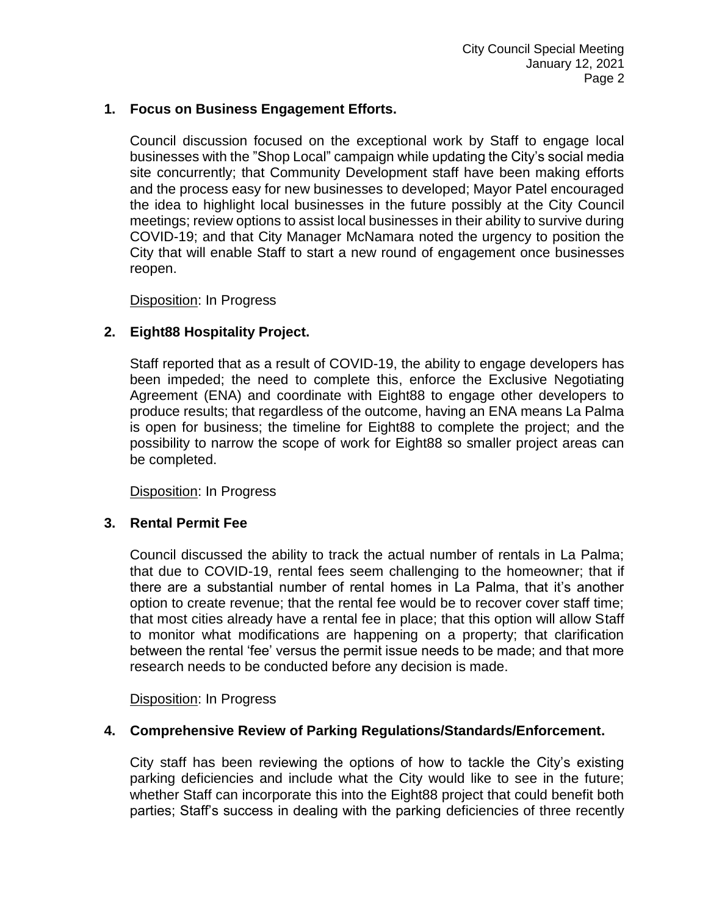**1. Focus on Business Engagement Efforts.**

Council discussion focused on the exceptional work by Staff to engage local businesses with the "Shop Local" campaign while updating the City's social media site concurrently; that Community Development staff have been making efforts and the process easy for new businesses to developed; Mayor Patel encouraged the idea to highlight local businesses in the future possibly at the City Council meetings; review options to assist local businesses in their ability to survive during COVID-19; and that City Manager McNamara noted the urgency to position the City that will enable Staff to start a new round of engagement once businesses reopen.

Disposition: In Progress

**2. Eight88 Hospitality Project.**

Staff reported that as a result of COVID-19, the ability to engage developers has been impeded; the need to complete this, enforce the Exclusive Negotiating Agreement (ENA) and coordinate with Eight88 to engage other developers to produce results; that regardless of the outcome, having an ENA means La Palma is open for business; the timeline for Eight88 to complete the project; and the possibility to narrow the scope of work for Eight88 so smaller project areas can be completed.

Disposition: In Progress

**3. Rental Permit Fee**

Council discussed the ability to track the actual number of rentals in La Palma; that due to COVID-19, rental fees seem challenging to the homeowner; that if there are a substantial number of rental homes in La Palma, that it's another option to create revenue; that the rental fee would be to recover cover staff time; that most cities already have a rental fee in place; that this option will allow Staff to monitor what modifications are happening on a property; that clarification between the rental 'fee' versus the permit issue needs to be made; and that more research needs to be conducted before any decision is made.

Disposition: In Progress

**4. Comprehensive Review of Parking Regulations/Standards/Enforcement.**

City staff has been reviewing the options of how to tackle the City's existing parking deficiencies and include what the City would like to see in the future; whether Staff can incorporate this into the Eight88 project that could benefit both parties; Staff's success in dealing with the parking deficiencies of three recently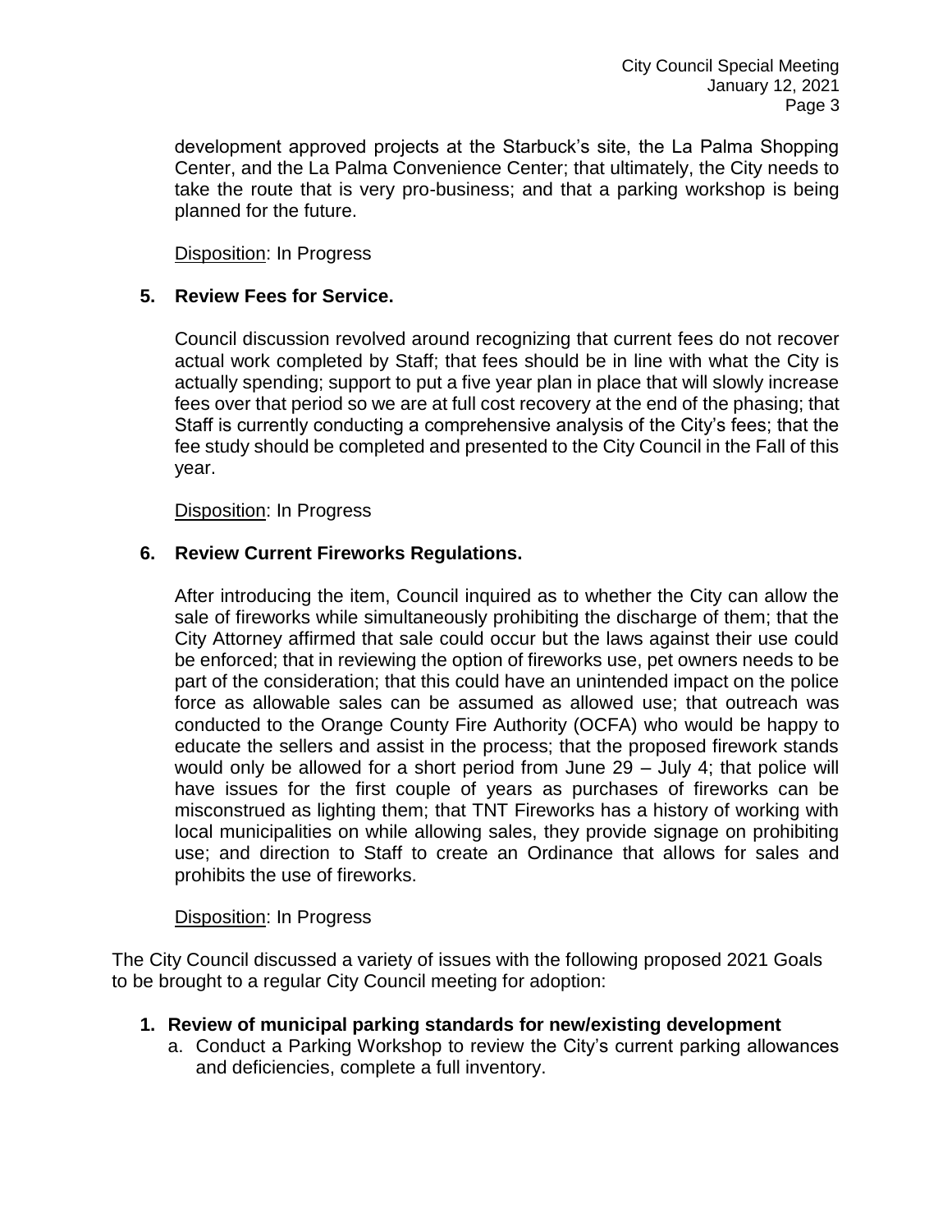development approved projects at the Starbuck's site, the La Palma Shopping Center, and the La Palma Convenience Center; that ultimately, the City needs to take the route that is very pro-business; and that a parking workshop is being planned for the future.

Disposition: In Progress

**5. Review Fees for Service.**

Council discussion revolved around recognizing that current fees do not recover actual work completed by Staff; that fees should be in line with what the City is actually spending; support to put a five year plan in place that will slowly increase fees over that period so we are at full cost recovery at the end of the phasing; that Staff is currently conducting a comprehensive analysis of the City's fees; that the fee study should be completed and presented to the City Council in the Fall of this year.

Disposition: In Progress

**6. Review Current Fireworks Regulations.**

After introducing the item, Council inquired as to whether the City can allow the sale of fireworks while simultaneously prohibiting the discharge of them; that the City Attorney affirmed that sale could occur but the laws against their use could be enforced; that in reviewing the option of fireworks use, pet owners needs to be part of the consideration; that this could have an unintended impact on the police force as allowable sales can be assumed as allowed use; that outreach was conducted to the Orange County Fire Authority (OCFA) who would be happy to educate the sellers and assist in the process; that the proposed firework stands would only be allowed for a short period from June 29 – July 4; that police will have issues for the first couple of years as purchases of fireworks can be misconstrued as lighting them; that TNT Fireworks has a history of working with local municipalities on while allowing sales, they provide signage on prohibiting use; and direction to Staff to create an Ordinance that allows for sales and prohibits the use of fireworks.

Disposition: In Progress

The City Council discussed a variety of issues with the following proposed 2021 Goals to be brought to a regular City Council meeting for adoption:

**1. Review of municipal parking standards for new/existing development**

a. Conduct a Parking Workshop to review the City's current parking allowances and deficiencies, complete a full inventory.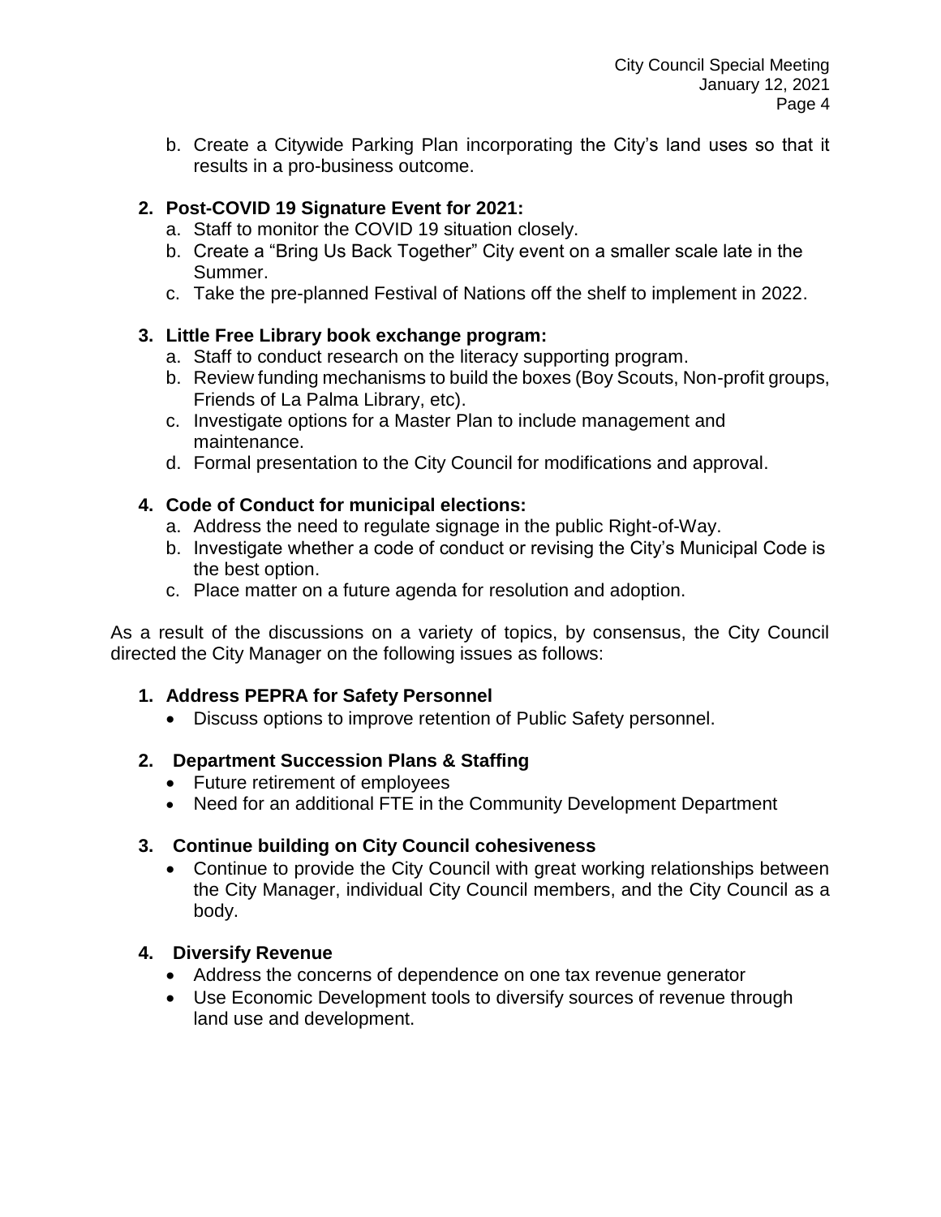b. Create a Citywide Parking Plan incorporating the City's land uses so that it results in a pro-business outcome.

**2. Post-COVID 19 Signature Event for 2021:**

a. Staff to monitor the COVID 19 situation closely.
b. Create a "Bring Us Back Together" City event on a smaller scale late in the Summer.
c. Take the pre-planned Festival of Nations off the shelf to implement in 2022.

**3. Little Free Library book exchange program:**

a. Staff to conduct research on the literacy supporting program.
b. Review funding mechanisms to build the boxes (Boy Scouts, Non-profit groups, Friends of La Palma Library, etc).
c. Investigate options for a Master Plan to include management and maintenance.
d. Formal presentation to the City Council for modifications and approval.

**4. Code of Conduct for municipal elections:**

a. Address the need to regulate signage in the public Right-of-Way.
b. Investigate whether a code of conduct or revising the City's Municipal Code is the best option.
c. Place matter on a future agenda for resolution and adoption.

As a result of the discussions on a variety of topics, by consensus, the City Council directed the City Manager on the following issues as follows:

**1. Address PEPRA for Safety Personnel**

- Discuss options to improve retention of Public Safety personnel.

**2. Department Succession Plans & Staffing**

- Future retirement of employees
- Need for an additional FTE in the Community Development Department

**3. Continue building on City Council cohesiveness**

- Continue to provide the City Council with great working relationships between the City Manager, individual City Council members, and the City Council as a body.

**4. Diversify Revenue**

- Address the concerns of dependence on one tax revenue generator
- Use Economic Development tools to diversify sources of revenue through land use and development.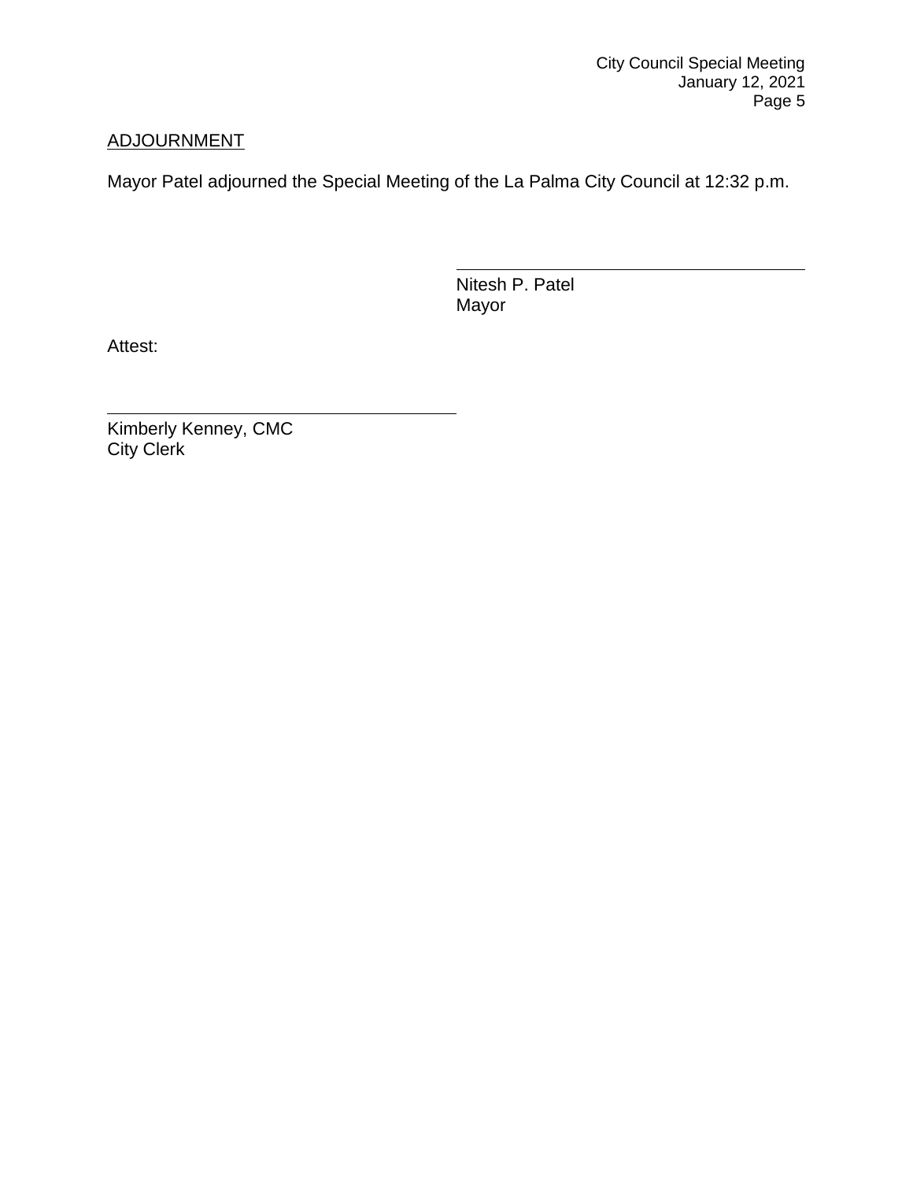ADJOURNMENT

Mayor Patel adjourned the Special Meeting of the La Palma City Council at 12:32 p.m.

\_\_\_\_\_\_\_\_\_\_\_\_\_\_\_\_\_\_\_\_\_\_\_\_\_\_\_\_\_\_\_\_\_\_\_\_\_\_

Nitesh P. Patel
Mayor

Attest:

\_\_\_\_\_\_\_\_\_\_\_\_\_\_\_\_\_\_\_\_\_\_\_\_\_\_\_\_\_\_\_\_\_\_\_\_\_\_

Kimberly Kenney, CMC
City Clerk